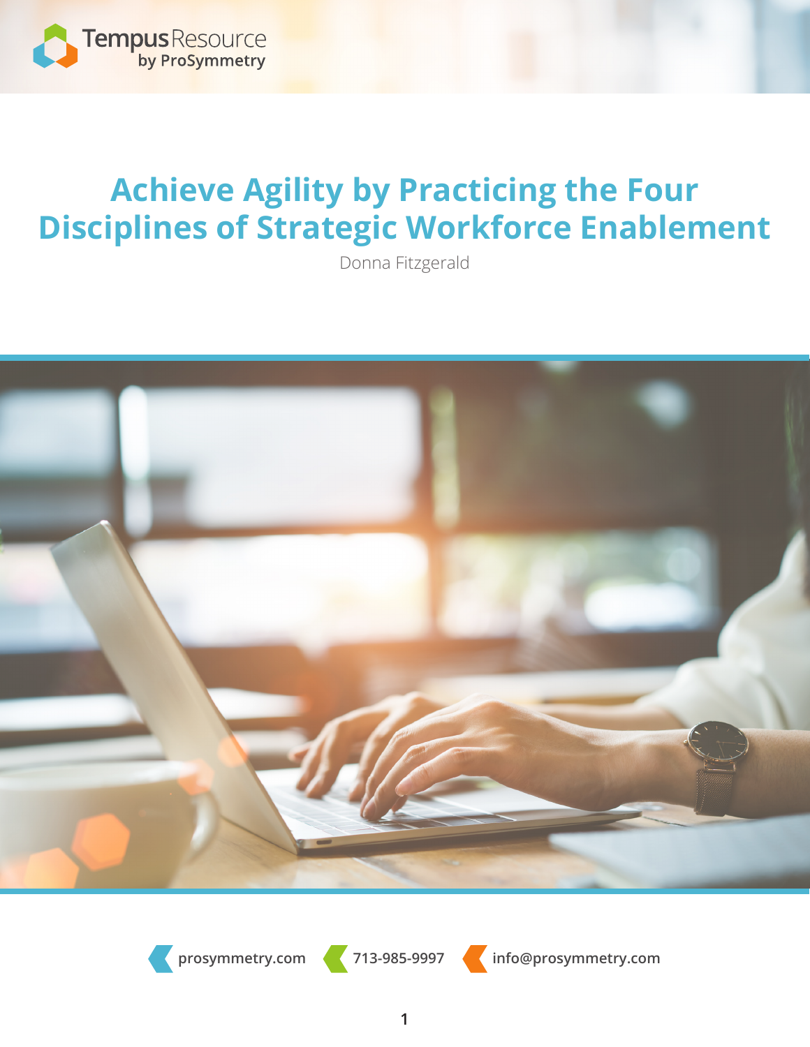Tempus Resource
by ProSymmetry

# Achieve Agility by Practicing the Four Disciplines of Strategic Workforce Enablement

Donna Fitzgerald

prosymmetry.com   713-985-9997   info@prosymmetry.com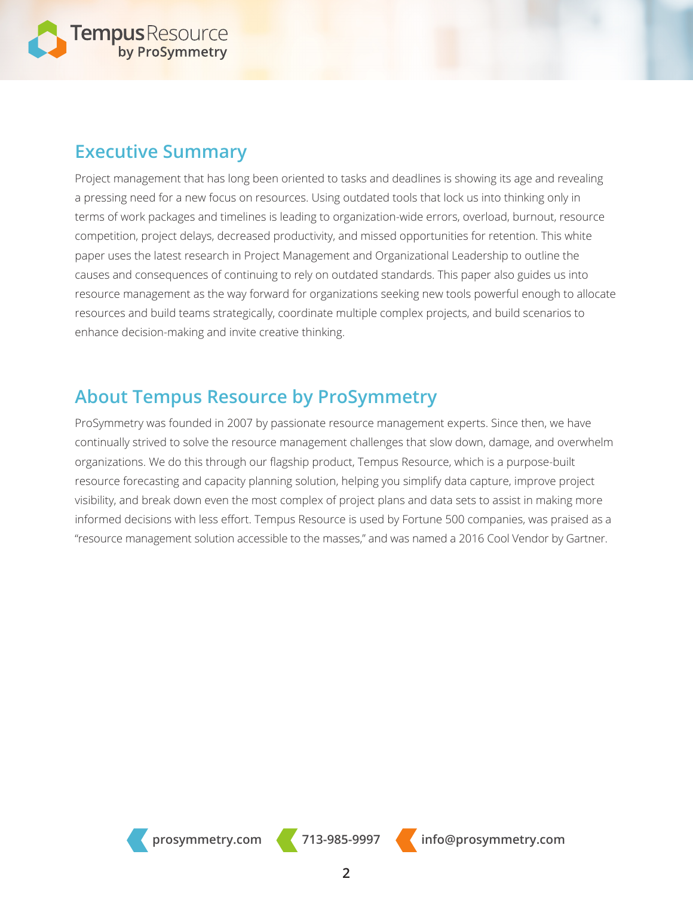## Executive Summary

Project management that has long been oriented to tasks and deadlines is showing its age and revealing a pressing need for a new focus on resources. Using outdated tools that lock us into thinking only in terms of work packages and timelines is leading to organization-wide errors, overload, burnout, resource competition, project delays, decreased productivity, and missed opportunities for retention. This white paper uses the latest research in Project Management and Organizational Leadership to outline the causes and consequences of continuing to rely on outdated standards. This paper also guides us into resource management as the way forward for organizations seeking new tools powerful enough to allocate resources and build teams strategically, coordinate multiple complex projects, and build scenarios to enhance decision-making and invite creative thinking.

## About Tempus Resource by ProSymmetry

ProSymmetry was founded in 2007 by passionate resource management experts. Since then, we have continually strived to solve the resource management challenges that slow down, damage, and overwhelm organizations. We do this through our flagship product, Tempus Resource, which is a purpose-built resource forecasting and capacity planning solution, helping you simplify data capture, improve project visibility, and break down even the most complex of project plans and data sets to assist in making more informed decisions with less effort. Tempus Resource is used by Fortune 500 companies, was praised as a "resource management solution accessible to the masses," and was named a 2016 Cool Vendor by Gartner.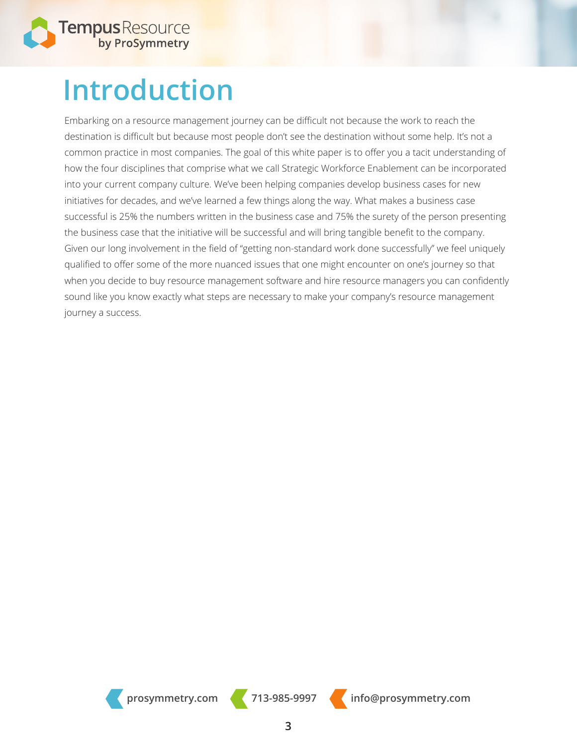# Introduction

Embarking on a resource management journey can be difficult not because the work to reach the destination is difficult but because most people don't see the destination without some help. It's not a common practice in most companies. The goal of this white paper is to offer you a tacit understanding of how the four disciplines that comprise what we call Strategic Workforce Enablement can be incorporated into your current company culture. We've been helping companies develop business cases for new initiatives for decades, and we've learned a few things along the way. What makes a business case successful is 25% the numbers written in the business case and 75% the surety of the person presenting the business case that the initiative will be successful and will bring tangible benefit to the company. Given our long involvement in the field of "getting non-standard work done successfully" we feel uniquely qualified to offer some of the more nuanced issues that one might encounter on one's journey so that when you decide to buy resource management software and hire resource managers you can confidently sound like you know exactly what steps are necessary to make your company's resource management journey a success.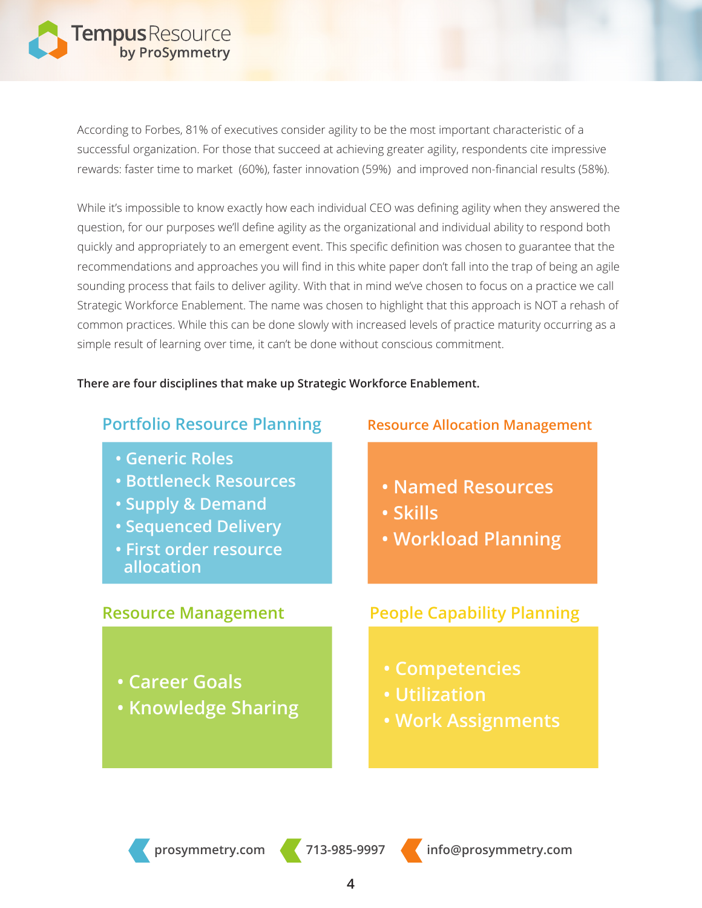According to Forbes, 81% of executives consider agility to be the most important characteristic of a successful organization. For those that succeed at achieving greater agility, respondents cite impressive rewards: faster time to market (60%), faster innovation (59%) and improved non-financial results (58%).

While it's impossible to know exactly how each individual CEO was defining agility when they answered the question, for our purposes we'll define agility as the organizational and individual ability to respond both quickly and appropriately to an emergent event. This specific definition was chosen to guarantee that the recommendations and approaches you will find in this white paper don't fall into the trap of being an agile sounding process that fails to deliver agility. With that in mind we've chosen to focus on a practice we call Strategic Workforce Enablement. The name was chosen to highlight that this approach is NOT a rehash of common practices. While this can be done slowly with increased levels of practice maturity occurring as a simple result of learning over time, it can't be done without conscious commitment.

**There are four disciplines that make up Strategic Workforce Enablement.**

### Portfolio Resource Planning

- Generic Roles
- Bottleneck Resources
- Supply & Demand
- Sequenced Delivery
- First order resource allocation

### Resource Allocation Management

- Named Resources
- Skills
- Workload Planning

### Resource Management

- Career Goals
- Knowledge Sharing

### People Capability Planning

- Competencies
- Utilization
- Work Assignments

prosymmetry.com | 713-985-9997 | info@prosymmetry.com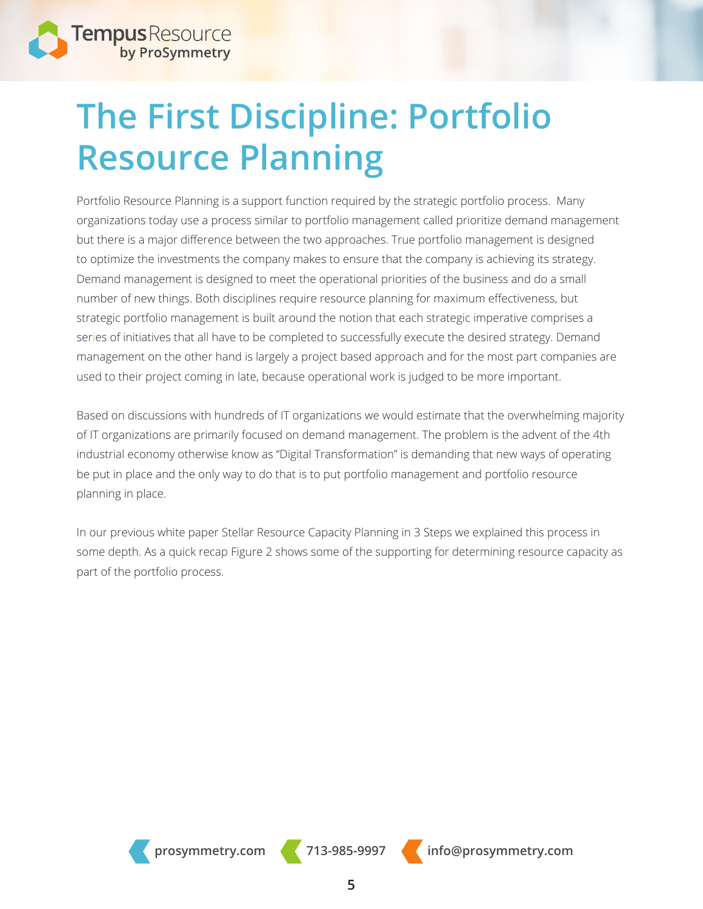# The First Discipline: Portfolio Resource Planning

Portfolio Resource Planning is a support function required by the strategic portfolio process. Many organizations today use a process similar to portfolio management called prioritize demand management but there is a major difference between the two approaches. True portfolio management is designed to optimize the investments the company makes to ensure that the company is achieving its strategy. Demand management is designed to meet the operational priorities of the business and do a small number of new things. Both disciplines require resource planning for maximum effectiveness, but strategic portfolio management is built around the notion that each strategic imperative comprises a series of initiatives that all have to be completed to successfully execute the desired strategy. Demand management on the other hand is largely a project based approach and for the most part companies are used to their project coming in late, because operational work is judged to be more important.

Based on discussions with hundreds of IT organizations we would estimate that the overwhelming majority of IT organizations are primarily focused on demand management. The problem is the advent of the 4th industrial economy otherwise know as "Digital Transformation" is demanding that new ways of operating be put in place and the only way to do that is to put portfolio management and portfolio resource planning in place.

In our previous white paper Stellar Resource Capacity Planning in 3 Steps we explained this process in some depth. As a quick recap Figure 2 shows some of the supporting for determining resource capacity as part of the portfolio process.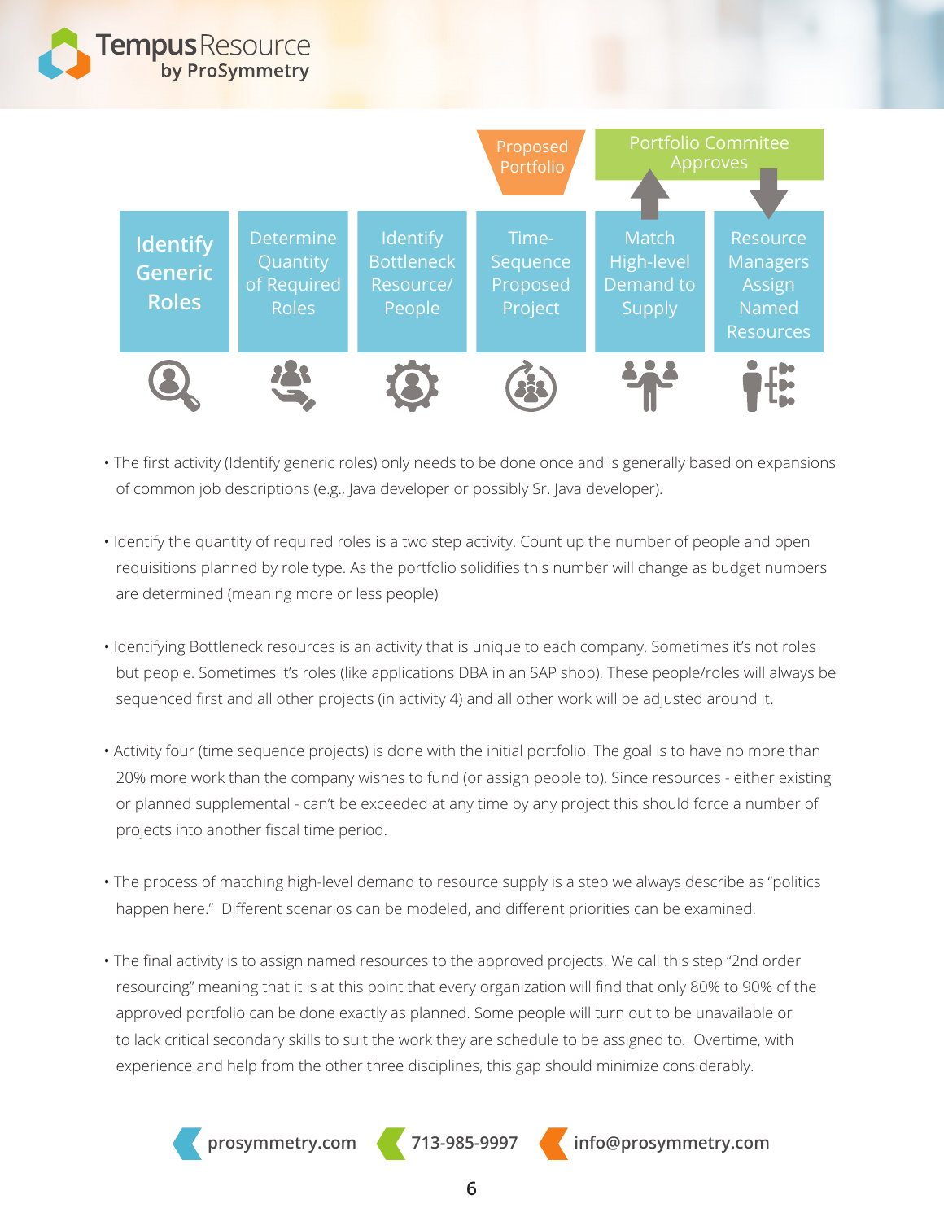Proposed Portfolio

Portfolio Commitee Approves

| Identify Generic Roles | Determine Quantity of Required Roles | Identify Bottleneck Resource/ People | Time-Sequence Proposed Project | Match High-level Demand to Supply | Resource Managers Assign Named Resources |
|---|---|---|---|---|---|

- The first activity (Identify generic roles) only needs to be done once and is generally based on expansions of common job descriptions (e.g., Java developer or possibly Sr. Java developer).

- Identify the quantity of required roles is a two step activity. Count up the number of people and open requisitions planned by role type. As the portfolio solidifies this number will change as budget numbers are determined (meaning more or less people)

- Identifying Bottleneck resources is an activity that is unique to each company. Sometimes it's not roles but people. Sometimes it's roles (like applications DBA in an SAP shop). These people/roles will always be sequenced first and all other projects (in activity 4) and all other work will be adjusted around it.

- Activity four (time sequence projects) is done with the initial portfolio. The goal is to have no more than 20% more work than the company wishes to fund (or assign people to). Since resources - either existing or planned supplemental - can't be exceeded at any time by any project this should force a number of projects into another fiscal time period.

- The process of matching high-level demand to resource supply is a step we always describe as "politics happen here." Different scenarios can be modeled, and different priorities can be examined.

- The final activity is to assign named resources to the approved projects. We call this step "2nd order resourcing" meaning that it is at this point that every organization will find that only 80% to 90% of the approved portfolio can be done exactly as planned. Some people will turn out to be unavailable or to lack critical secondary skills to suit the work they are schedule to be assigned to. Overtime, with experience and help from the other three disciplines, this gap should minimize considerably.

prosymmetry.com 713-985-9997 info@prosymmetry.com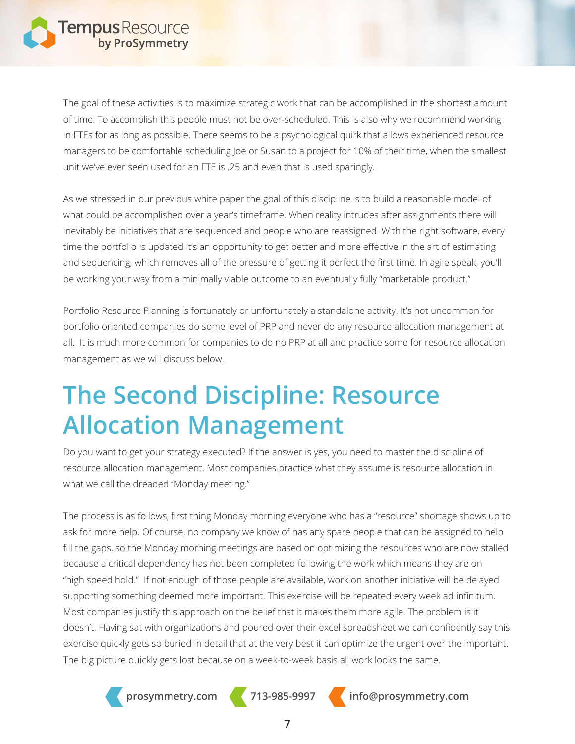The goal of these activities is to maximize strategic work that can be accomplished in the shortest amount of time. To accomplish this people must not be over-scheduled. This is also why we recommend working in FTEs for as long as possible. There seems to be a psychological quirk that allows experienced resource managers to be comfortable scheduling Joe or Susan to a project for 10% of their time, when the smallest unit we've ever seen used for an FTE is .25 and even that is used sparingly.

As we stressed in our previous white paper the goal of this discipline is to build a reasonable model of what could be accomplished over a year's timeframe. When reality intrudes after assignments there will inevitably be initiatives that are sequenced and people who are reassigned. With the right software, every time the portfolio is updated it's an opportunity to get better and more effective in the art of estimating and sequencing, which removes all of the pressure of getting it perfect the first time. In agile speak, you'll be working your way from a minimally viable outcome to an eventually fully "marketable product."

Portfolio Resource Planning is fortunately or unfortunately a standalone activity. It's not uncommon for portfolio oriented companies do some level of PRP and never do any resource allocation management at all. It is much more common for companies to do no PRP at all and practice some for resource allocation management as we will discuss below.

# The Second Discipline: Resource Allocation Management

Do you want to get your strategy executed? If the answer is yes, you need to master the discipline of resource allocation management. Most companies practice what they assume is resource allocation in what we call the dreaded "Monday meeting."

The process is as follows, first thing Monday morning everyone who has a "resource" shortage shows up to ask for more help. Of course, no company we know of has any spare people that can be assigned to help fill the gaps, so the Monday morning meetings are based on optimizing the resources who are now stalled because a critical dependency has not been completed following the work which means they are on "high speed hold." If not enough of those people are available, work on another initiative will be delayed supporting something deemed more important. This exercise will be repeated every week ad infinitum. Most companies justify this approach on the belief that it makes them more agile. The problem is it doesn't. Having sat with organizations and poured over their excel spreadsheet we can confidently say this exercise quickly gets so buried in detail that at the very best it can optimize the urgent over the important. The big picture quickly gets lost because on a week-to-week basis all work looks the same.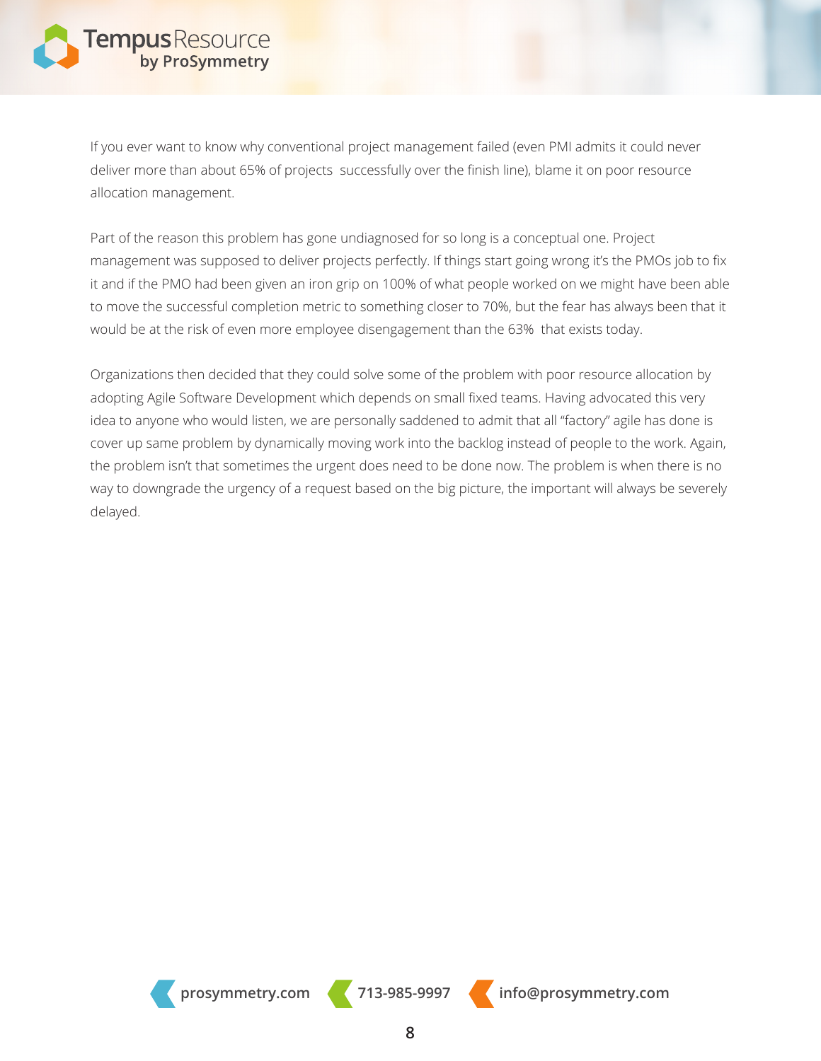If you ever want to know why conventional project management failed (even PMI admits it could never deliver more than about 65% of projects  successfully over the finish line), blame it on poor resource allocation management.

Part of the reason this problem has gone undiagnosed for so long is a conceptual one. Project management was supposed to deliver projects perfectly. If things start going wrong it's the PMOs job to fix it and if the PMO had been given an iron grip on 100% of what people worked on we might have been able to move the successful completion metric to something closer to 70%, but the fear has always been that it would be at the risk of even more employee disengagement than the 63%  that exists today.

Organizations then decided that they could solve some of the problem with poor resource allocation by adopting Agile Software Development which depends on small fixed teams. Having advocated this very idea to anyone who would listen, we are personally saddened to admit that all "factory" agile has done is cover up same problem by dynamically moving work into the backlog instead of people to the work. Again, the problem isn't that sometimes the urgent does need to be done now. The problem is when there is no way to downgrade the urgency of a request based on the big picture, the important will always be severely delayed.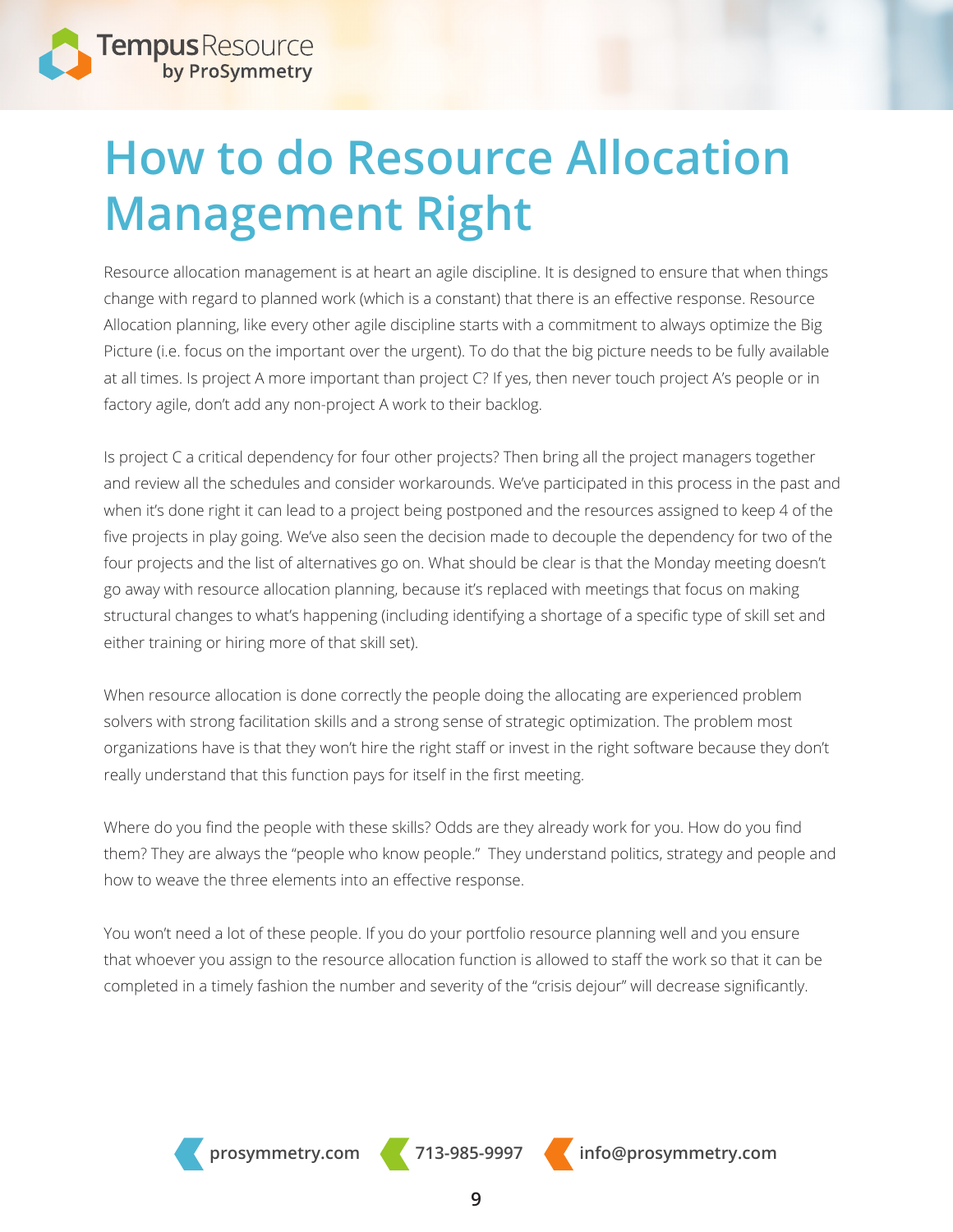# How to do Resource Allocation Management Right

Resource allocation management is at heart an agile discipline. It is designed to ensure that when things change with regard to planned work (which is a constant) that there is an effective response. Resource Allocation planning, like every other agile discipline starts with a commitment to always optimize the Big Picture (i.e. focus on the important over the urgent). To do that the big picture needs to be fully available at all times. Is project A more important than project C? If yes, then never touch project A's people or in factory agile, don't add any non-project A work to their backlog.

Is project C a critical dependency for four other projects? Then bring all the project managers together and review all the schedules and consider workarounds. We've participated in this process in the past and when it's done right it can lead to a project being postponed and the resources assigned to keep 4 of the five projects in play going. We've also seen the decision made to decouple the dependency for two of the four projects and the list of alternatives go on. What should be clear is that the Monday meeting doesn't go away with resource allocation planning, because it's replaced with meetings that focus on making structural changes to what's happening (including identifying a shortage of a specific type of skill set and either training or hiring more of that skill set).

When resource allocation is done correctly the people doing the allocating are experienced problem solvers with strong facilitation skills and a strong sense of strategic optimization. The problem most organizations have is that they won't hire the right staff or invest in the right software because they don't really understand that this function pays for itself in the first meeting.

Where do you find the people with these skills? Odds are they already work for you. How do you find them? They are always the "people who know people." They understand politics, strategy and people and how to weave the three elements into an effective response.

You won't need a lot of these people. If you do your portfolio resource planning well and you ensure that whoever you assign to the resource allocation function is allowed to staff the work so that it can be completed in a timely fashion the number and severity of the "crisis dejour" will decrease significantly.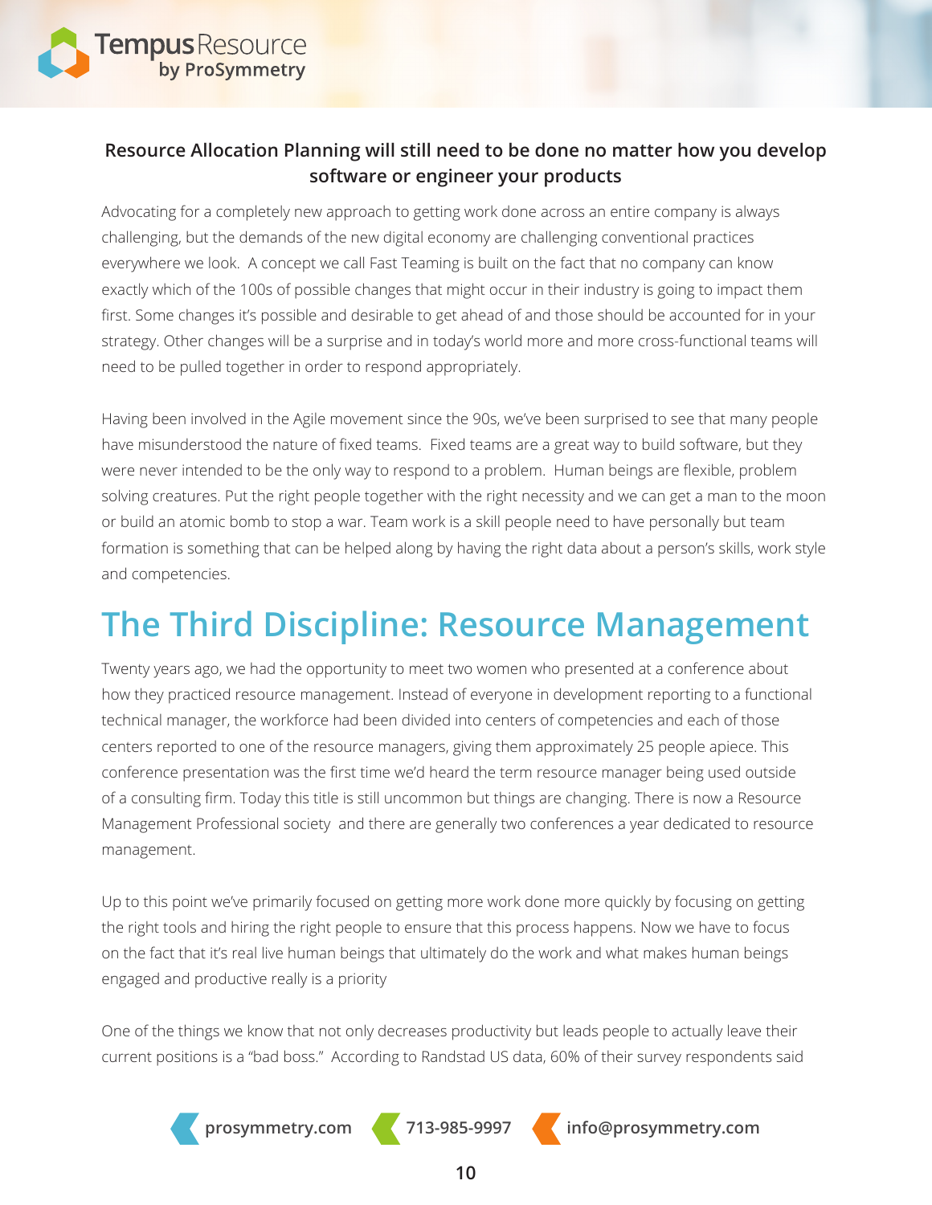### Resource Allocation Planning will still need to be done no matter how you develop software or engineer your products

Advocating for a completely new approach to getting work done across an entire company is always challenging, but the demands of the new digital economy are challenging conventional practices everywhere we look. A concept we call Fast Teaming is built on the fact that no company can know exactly which of the 100s of possible changes that might occur in their industry is going to impact them first. Some changes it's possible and desirable to get ahead of and those should be accounted for in your strategy. Other changes will be a surprise and in today's world more and more cross-functional teams will need to be pulled together in order to respond appropriately.

Having been involved in the Agile movement since the 90s, we've been surprised to see that many people have misunderstood the nature of fixed teams. Fixed teams are a great way to build software, but they were never intended to be the only way to respond to a problem. Human beings are flexible, problem solving creatures. Put the right people together with the right necessity and we can get a man to the moon or build an atomic bomb to stop a war. Team work is a skill people need to have personally but team formation is something that can be helped along by having the right data about a person's skills, work style and competencies.

## The Third Discipline: Resource Management

Twenty years ago, we had the opportunity to meet two women who presented at a conference about how they practiced resource management. Instead of everyone in development reporting to a functional technical manager, the workforce had been divided into centers of competencies and each of those centers reported to one of the resource managers, giving them approximately 25 people apiece. This conference presentation was the first time we'd heard the term resource manager being used outside of a consulting firm. Today this title is still uncommon but things are changing. There is now a Resource Management Professional society and there are generally two conferences a year dedicated to resource management.

Up to this point we've primarily focused on getting more work done more quickly by focusing on getting the right tools and hiring the right people to ensure that this process happens. Now we have to focus on the fact that it's real live human beings that ultimately do the work and what makes human beings engaged and productive really is a priority

One of the things we know that not only decreases productivity but leads people to actually leave their current positions is a "bad boss." According to Randstad US data, 60% of their survey respondents said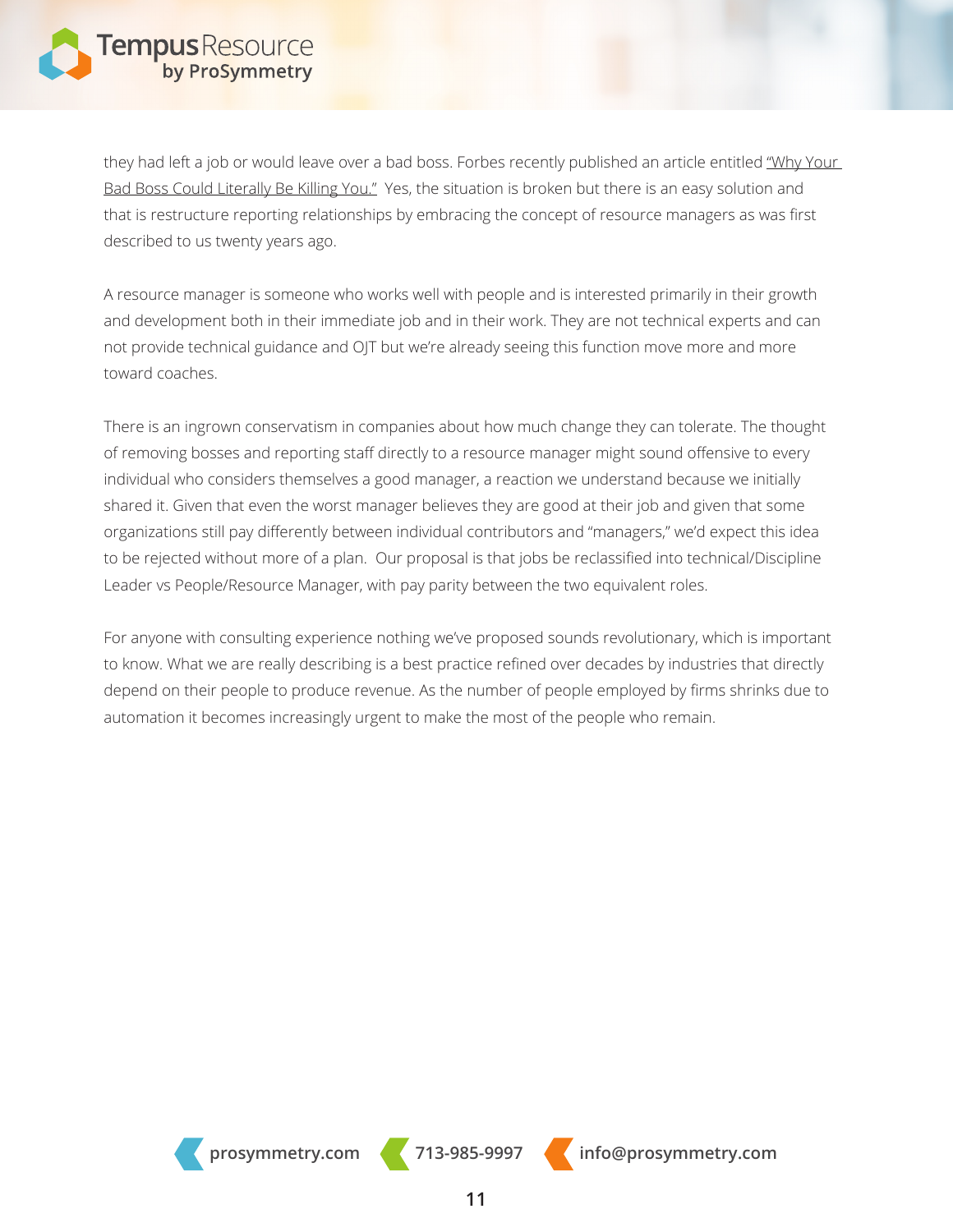they had left a job or would leave over a bad boss. Forbes recently published an article entitled "Why Your Bad Boss Could Literally Be Killing You." Yes, the situation is broken but there is an easy solution and that is restructure reporting relationships by embracing the concept of resource managers as was first described to us twenty years ago.

A resource manager is someone who works well with people and is interested primarily in their growth and development both in their immediate job and in their work. They are not technical experts and can not provide technical guidance and OJT but we're already seeing this function move more and more toward coaches.

There is an ingrown conservatism in companies about how much change they can tolerate. The thought of removing bosses and reporting staff directly to a resource manager might sound offensive to every individual who considers themselves a good manager, a reaction we understand because we initially shared it. Given that even the worst manager believes they are good at their job and given that some organizations still pay differently between individual contributors and "managers," we'd expect this idea to be rejected without more of a plan. Our proposal is that jobs be reclassified into technical/Discipline Leader vs People/Resource Manager, with pay parity between the two equivalent roles.

For anyone with consulting experience nothing we've proposed sounds revolutionary, which is important to know. What we are really describing is a best practice refined over decades by industries that directly depend on their people to produce revenue. As the number of people employed by firms shrinks due to automation it becomes increasingly urgent to make the most of the people who remain.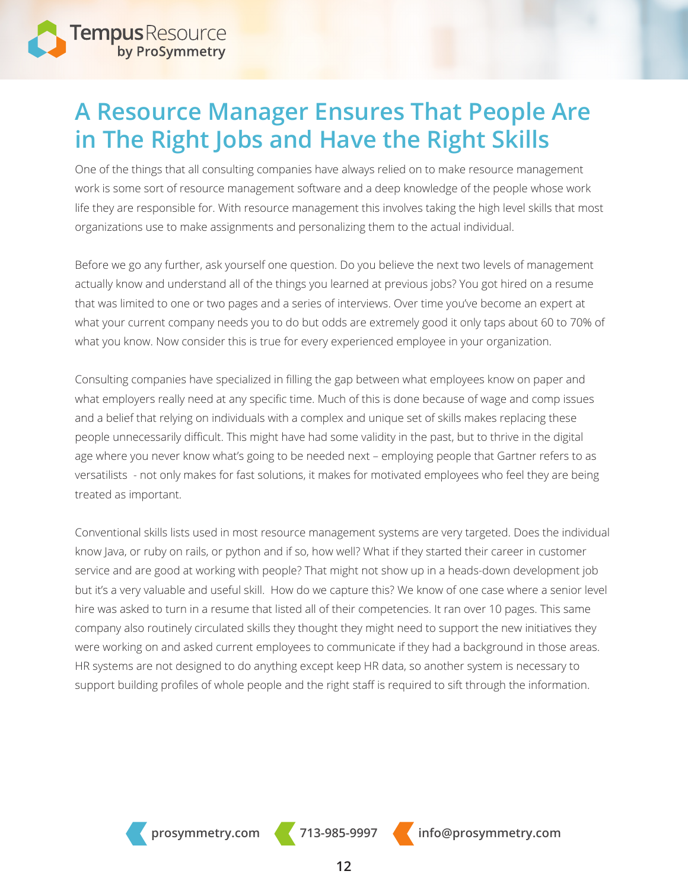# A Resource Manager Ensures That People Are in The Right Jobs and Have the Right Skills

One of the things that all consulting companies have always relied on to make resource management work is some sort of resource management software and a deep knowledge of the people whose work life they are responsible for. With resource management this involves taking the high level skills that most organizations use to make assignments and personalizing them to the actual individual.

Before we go any further, ask yourself one question. Do you believe the next two levels of management actually know and understand all of the things you learned at previous jobs? You got hired on a resume that was limited to one or two pages and a series of interviews. Over time you've become an expert at what your current company needs you to do but odds are extremely good it only taps about 60 to 70% of what you know. Now consider this is true for every experienced employee in your organization.

Consulting companies have specialized in filling the gap between what employees know on paper and what employers really need at any specific time. Much of this is done because of wage and comp issues and a belief that relying on individuals with a complex and unique set of skills makes replacing these people unnecessarily difficult. This might have had some validity in the past, but to thrive in the digital age where you never know what's going to be needed next – employing people that Gartner refers to as versatilists - not only makes for fast solutions, it makes for motivated employees who feel they are being treated as important.

Conventional skills lists used in most resource management systems are very targeted. Does the individual know Java, or ruby on rails, or python and if so, how well? What if they started their career in customer service and are good at working with people? That might not show up in a heads-down development job but it's a very valuable and useful skill. How do we capture this? We know of one case where a senior level hire was asked to turn in a resume that listed all of their competencies. It ran over 10 pages. This same company also routinely circulated skills they thought they might need to support the new initiatives they were working on and asked current employees to communicate if they had a background in those areas. HR systems are not designed to do anything except keep HR data, so another system is necessary to support building profiles of whole people and the right staff is required to sift through the information.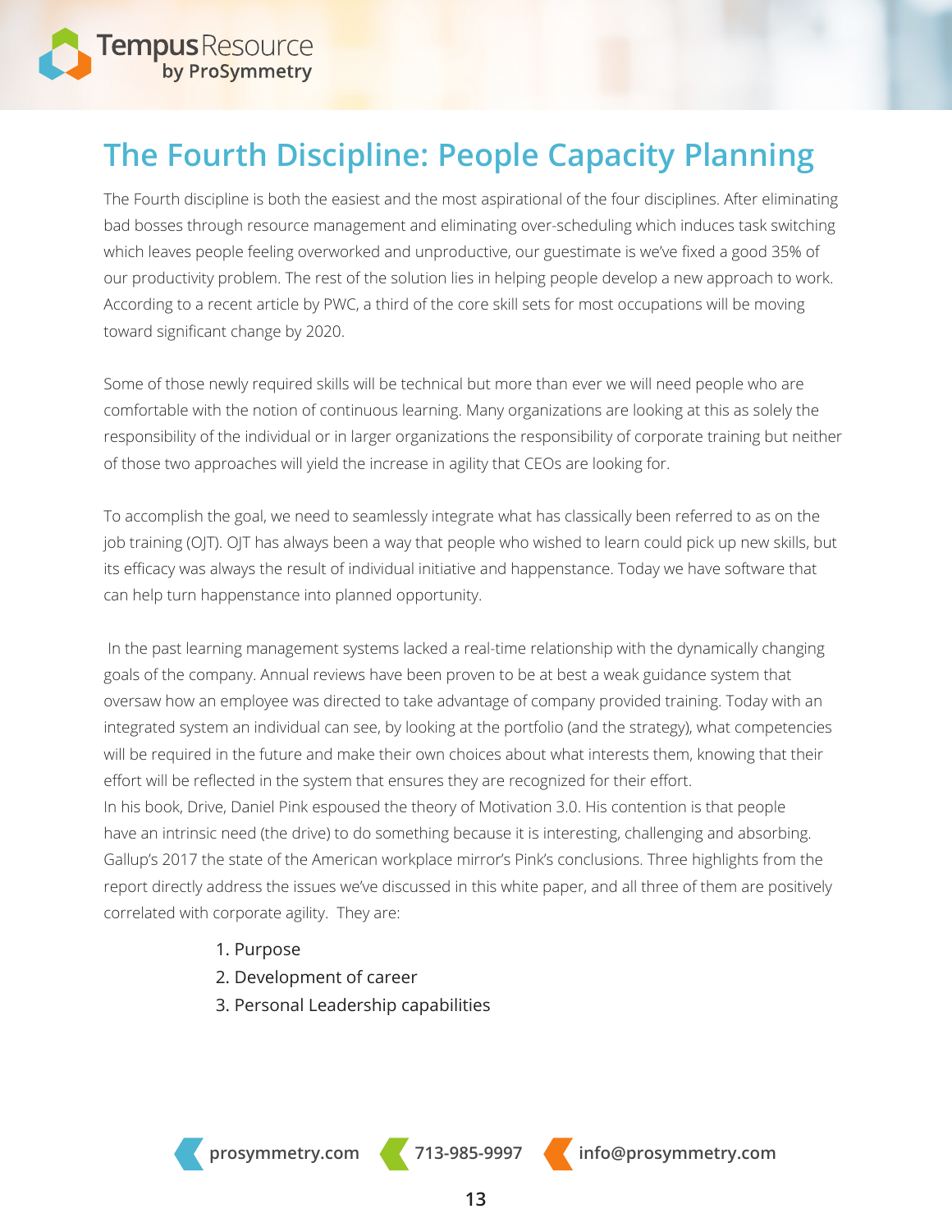# The Fourth Discipline: People Capacity Planning

The Fourth discipline is both the easiest and the most aspirational of the four disciplines. After eliminating bad bosses through resource management and eliminating over-scheduling which induces task switching which leaves people feeling overworked and unproductive, our guestimate is we've fixed a good 35% of our productivity problem. The rest of the solution lies in helping people develop a new approach to work. According to a recent article by PWC, a third of the core skill sets for most occupations will be moving toward significant change by 2020.

Some of those newly required skills will be technical but more than ever we will need people who are comfortable with the notion of continuous learning. Many organizations are looking at this as solely the responsibility of the individual or in larger organizations the responsibility of corporate training but neither of those two approaches will yield the increase in agility that CEOs are looking for.

To accomplish the goal, we need to seamlessly integrate what has classically been referred to as on the job training (OJT). OJT has always been a way that people who wished to learn could pick up new skills, but its efficacy was always the result of individual initiative and happenstance. Today we have software that can help turn happenstance into planned opportunity.

In the past learning management systems lacked a real-time relationship with the dynamically changing goals of the company. Annual reviews have been proven to be at best a weak guidance system that oversaw how an employee was directed to take advantage of company provided training. Today with an integrated system an individual can see, by looking at the portfolio (and the strategy), what competencies will be required in the future and make their own choices about what interests them, knowing that their effort will be reflected in the system that ensures they are recognized for their effort.

In his book, Drive, Daniel Pink espoused the theory of Motivation 3.0. His contention is that people have an intrinsic need (the drive) to do something because it is interesting, challenging and absorbing. Gallup's 2017 the state of the American workplace mirror's Pink's conclusions. Three highlights from the report directly address the issues we've discussed in this white paper, and all three of them are positively correlated with corporate agility. They are:

1. Purpose
2. Development of career
3. Personal Leadership capabilities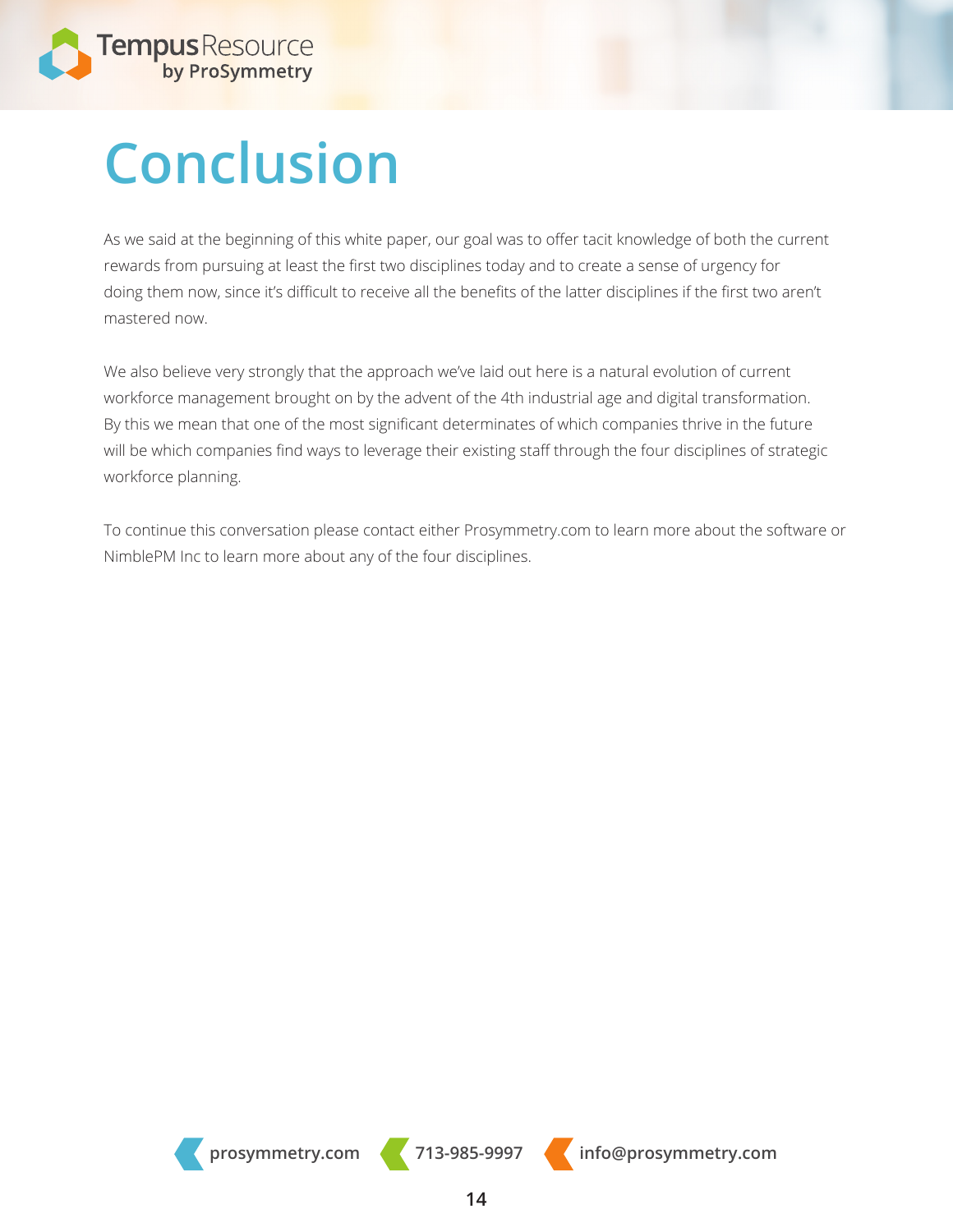# Conclusion

As we said at the beginning of this white paper, our goal was to offer tacit knowledge of both the current rewards from pursuing at least the first two disciplines today and to create a sense of urgency for doing them now, since it's difficult to receive all the benefits of the latter disciplines if the first two aren't mastered now.

We also believe very strongly that the approach we've laid out here is a natural evolution of current workforce management brought on by the advent of the 4th industrial age and digital transformation. By this we mean that one of the most significant determinates of which companies thrive in the future will be which companies find ways to leverage their existing staff through the four disciplines of strategic workforce planning.

To continue this conversation please contact either Prosymmetry.com to learn more about the software or NimblePM Inc to learn more about any of the four disciplines.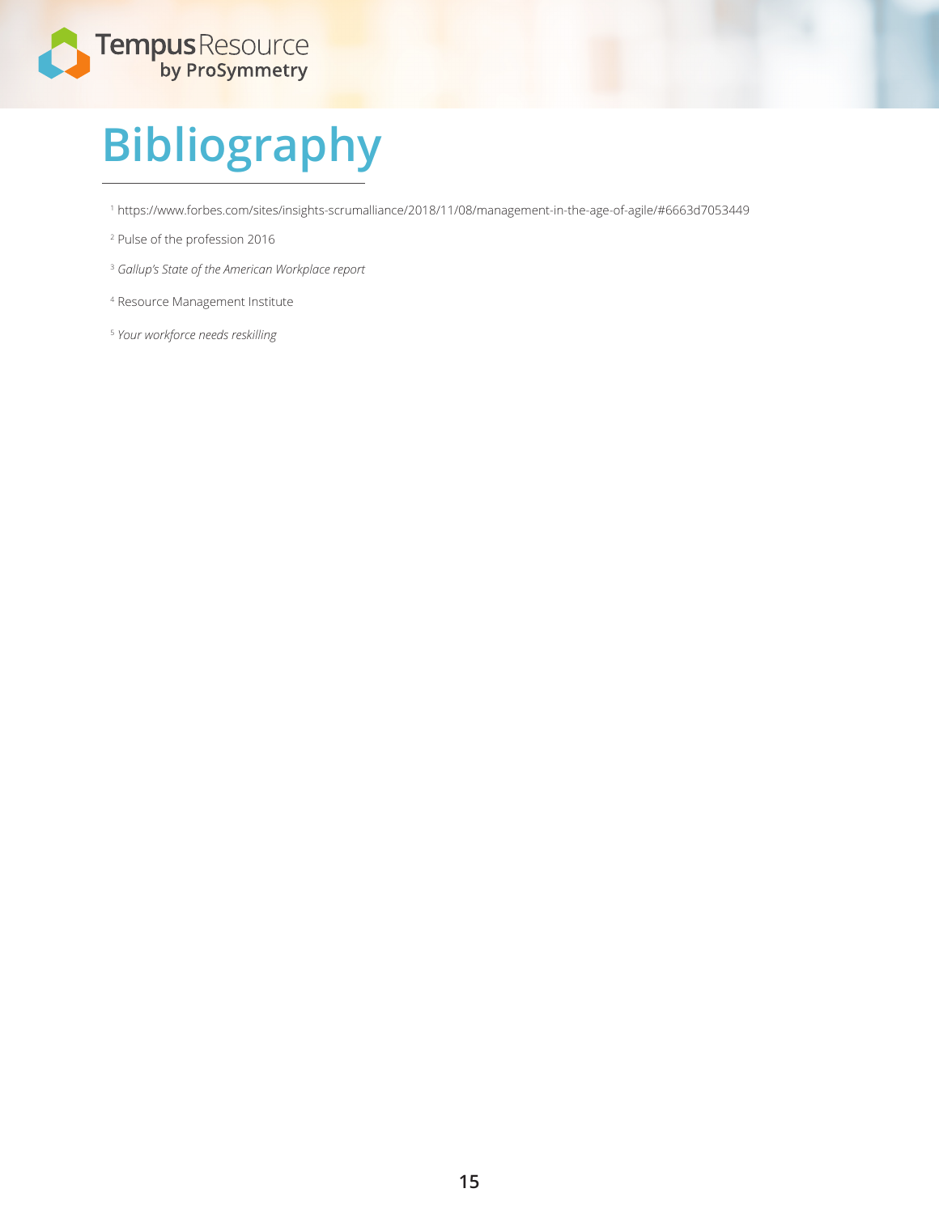# Bibliography

[1] https://www.forbes.com/sites/insights-scrumalliance/2018/11/08/management-in-the-age-of-agile/#6663d7053449

[2] Pulse of the profession 2016

[3] *Gallup's State of the American Workplace report*

[4] Resource Management Institute

[5] *Your workforce needs reskilling*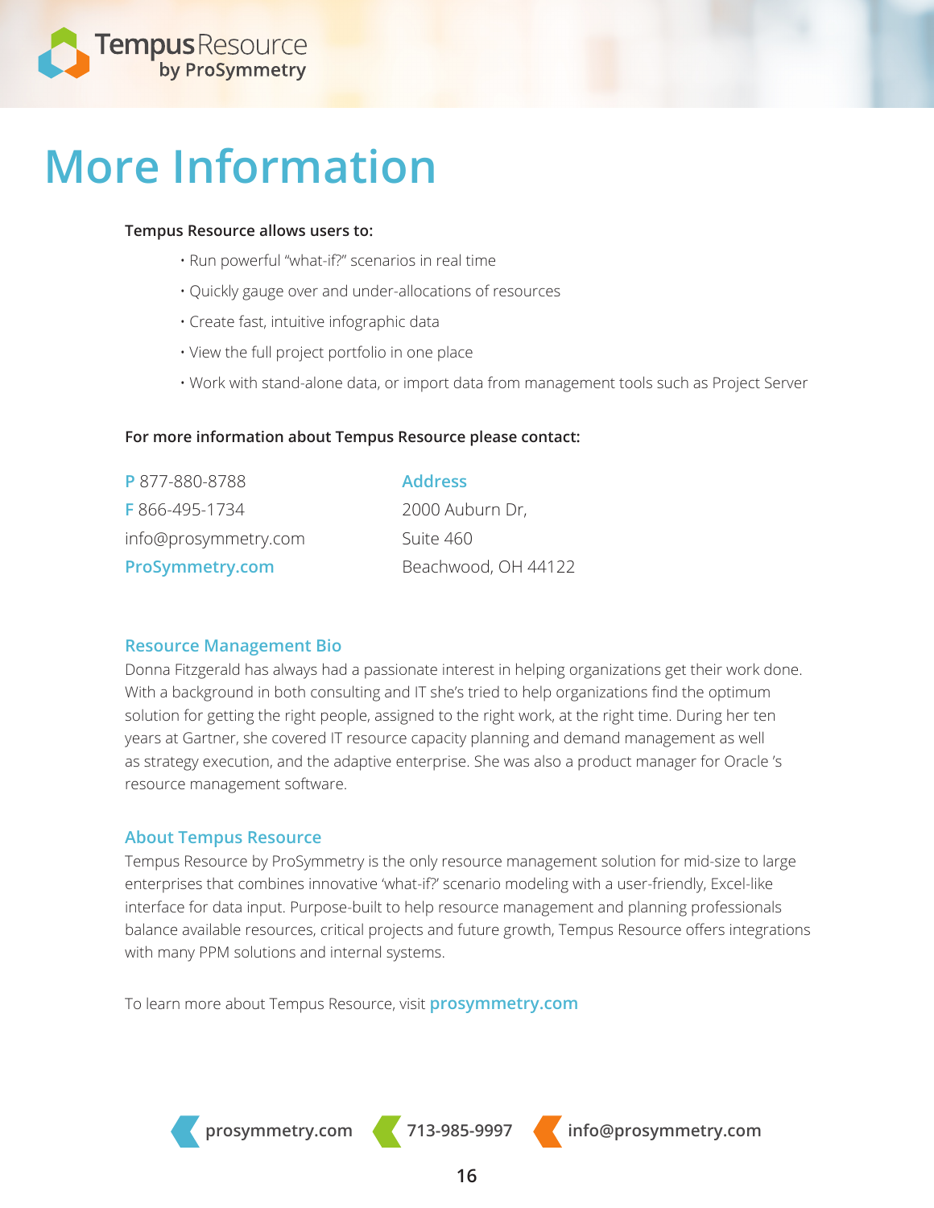# More Information

**Tempus Resource allows users to:**

- Run powerful "what-if?" scenarios in real time
- Quickly gauge over and under-allocations of resources
- Create fast, intuitive infographic data
- View the full project portfolio in one place
- Work with stand-alone data, or import data from management tools such as Project Server

**For more information about Tempus Resource please contact:**

P 877-880-8788
F 866-495-1734
info@prosymmetry.com
**ProSymmetry.com**

**Address**
2000 Auburn Dr,
Suite 460
Beachwood, OH 44122

### Resource Management Bio

Donna Fitzgerald has always had a passionate interest in helping organizations get their work done. With a background in both consulting and IT she's tried to help organizations find the optimum solution for getting the right people, assigned to the right work, at the right time. During her ten years at Gartner, she covered IT resource capacity planning and demand management as well as strategy execution, and the adaptive enterprise. She was also a product manager for Oracle 's resource management software.

### About Tempus Resource

Tempus Resource by ProSymmetry is the only resource management solution for mid-size to large enterprises that combines innovative 'what-if?' scenario modeling with a user-friendly, Excel-like interface for data input. Purpose-built to help resource management and planning professionals balance available resources, critical projects and future growth, Tempus Resource offers integrations with many PPM solutions and internal systems.

To learn more about Tempus Resource, visit **prosymmetry.com**